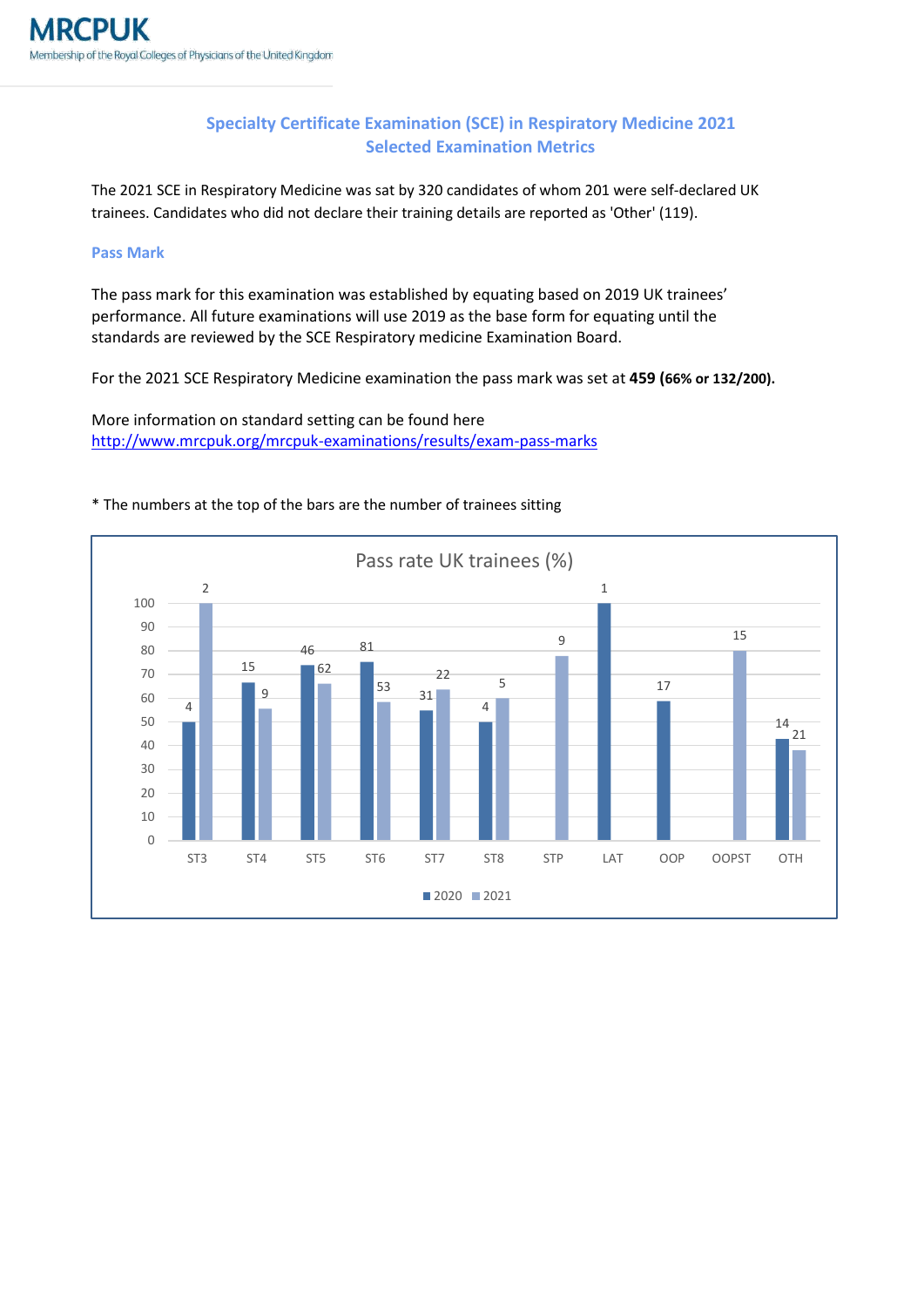MRCPUK
Membership of the Royal Colleges of Physicians of the United Kingdom

## Specialty Certificate Examination (SCE) in Respiratory Medicine 2021
## Selected Examination Metrics

The 2021 SCE in Respiratory Medicine was sat by 320 candidates of whom 201 were self-declared UK trainees. Candidates who did not declare their training details are reported as 'Other' (119).

### Pass Mark

The pass mark for this examination was established by equating based on 2019 UK trainees' performance. All future examinations will use 2019 as the base form for equating until the standards are reviewed by the SCE Respiratory medicine Examination Board.

For the 2021 SCE Respiratory Medicine examination the pass mark was set at **459 (66% or 132/200).**

More information on standard setting can be found here
http://www.mrcpuk.org/mrcpuk-examinations/results/exam-pass-marks

\* The numbers at the top of the bars are the number of trainees sitting

Pass rate UK trainees (%)

| Grade | 2020 pass rate (%) | 2020 trainees sitting | 2021 pass rate (%) | 2021 trainees sitting |
|---|---|---|---|---|
| ST3 | 50 | 4 | 100 | 2 |
| ST4 | 67 | 15 | 56 | 9 |
| ST5 | 74 | 46 | 66 | 62 |
| ST6 | 75 | 81 | 58 | 53 |
| ST7 | 55 | 31 | 64 | 22 |
| ST8 | 50 | 4 | 60 | 5 |
| STP | | | 78 | 9 |
| LAT | 100 | 1 | | |
| OOP | 59 | 17 | | |
| OOPST | | | 80 | 15 |
| OTH | 43 | 14 | 38 | 21 |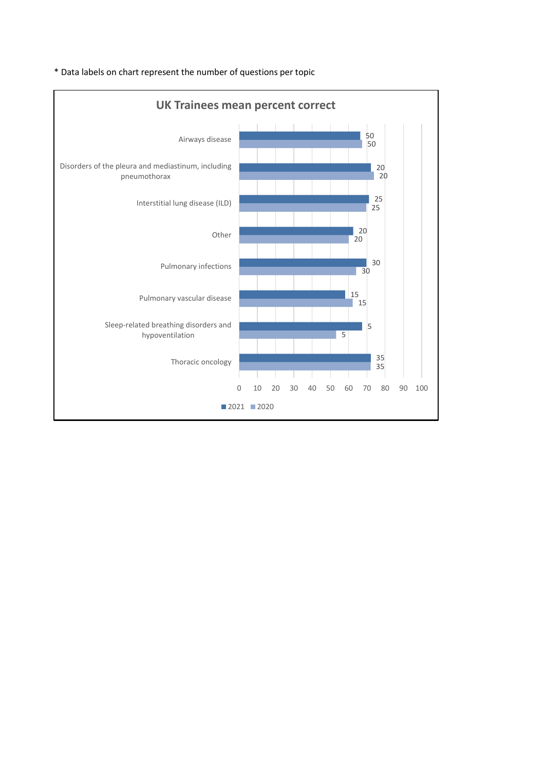* Data labels on chart represent the number of questions per topic

**UK Trainees mean percent correct**

| Topic | 2021 (questions) | 2020 (questions) |
|---|---|---|
| Airways disease | 50 | 50 |
| Disorders of the pleura and mediastinum, including pneumothorax | 20 | 20 |
| Interstitial lung disease (ILD) | 25 | 25 |
| Other | 20 | 20 |
| Pulmonary infections | 30 | 30 |
| Pulmonary vascular disease | 15 | 15 |
| Sleep-related breathing disorders and hypoventilation | 5 | 5 |
| Thoracic oncology | 35 | 35 |

Axis: 0 10 20 30 40 50 60 70 80 90 100

■ 2021 ■ 2020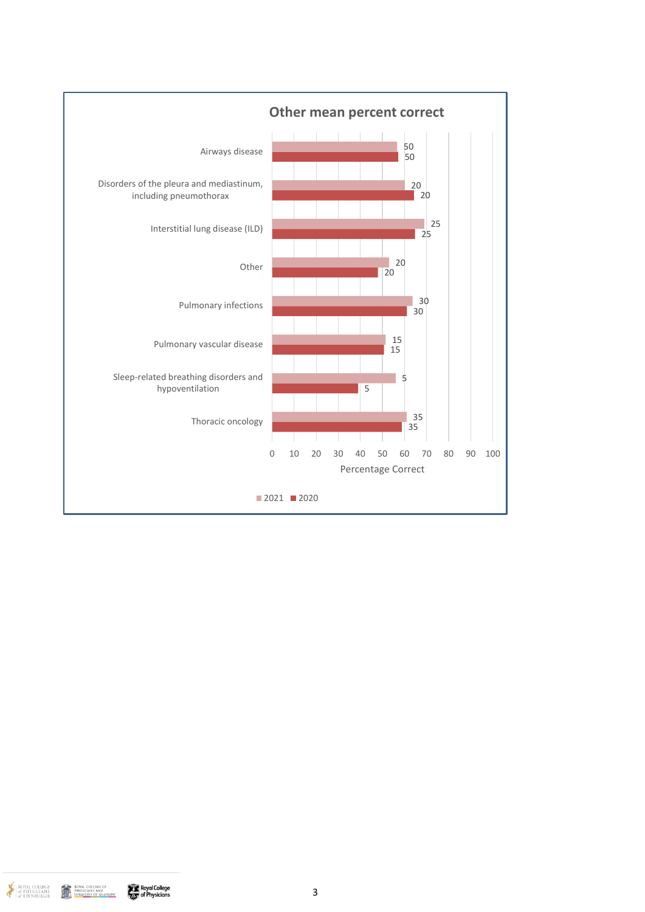## Other mean percent correct

Airways disease
50
50

Disorders of the pleura and mediastinum, including pneumothorax
20
20

Interstitial lung disease (ILD)
25
25

Other
20
20

Pulmonary infections
30
30

Pulmonary vascular disease
15
15

Sleep-related breathing disorders and hypoventilation
5
5

Thoracic oncology
35
35

0 10 20 30 40 50 60 70 80 90 100

Percentage Correct

2021 2020